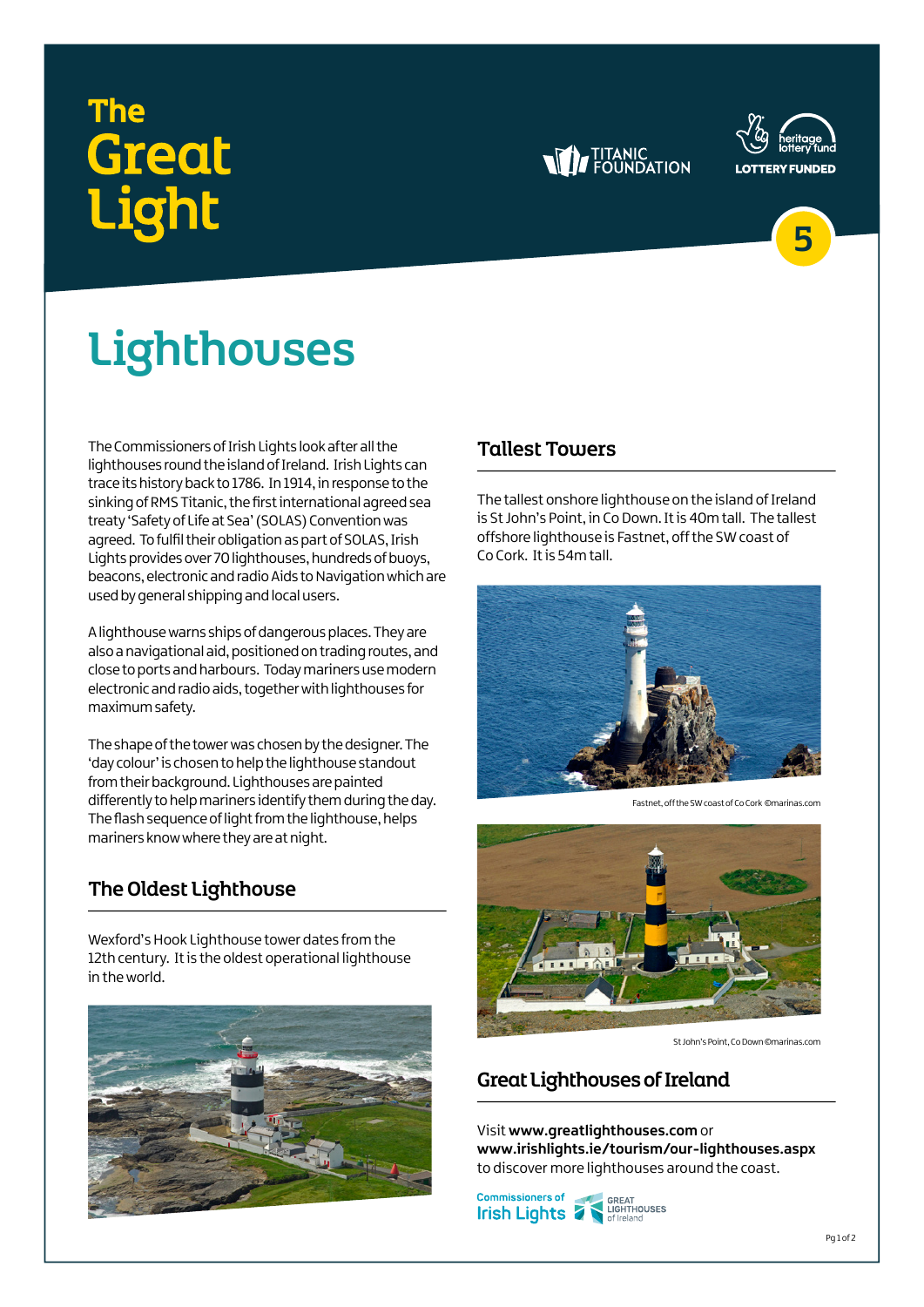# The Great Light

5

## Lighthouses

The Commissioners of Irish Lights look after all the lighthouses round the island of Ireland. Irish Lights can trace its history back to 1786. In 1914, in response to the sinking of RMS Titanic, the first international agreed sea treaty 'Safety of Life at Sea' (SOLAS) Convention was agreed. To fulfil their obligation as part of SOLAS, Irish Lights provides over 70 lighthouses, hundreds of buoys, beacons, electronic and radio Aids to Navigation which are used by general shipping and local users.

A lighthouse warns ships of dangerous places. They are also a navigational aid, positioned on trading routes, and close to ports and harbours. Today mariners use modern electronic and radio aids, together with lighthouses for maximum safety.

The shape of the tower was chosen by the designer. The 'day colour' is chosen to help the lighthouse standout from their background. Lighthouses are painted differently to help mariners identify them during the day. The flash sequence of light from the lighthouse, helps mariners know where they are at night.

### The Oldest Lighthouse

Wexford's Hook Lighthouse tower dates from the 12th century. It is the oldest operational lighthouse in the world.

### Tallest Towers

The tallest onshore lighthouse on the island of Ireland is St John's Point, in Co Down. It is 40m tall. The tallest offshore lighthouse is Fastnet, off the SW coast of Co Cork. It is 54m tall.

Fastnet, off the SW coast of Co Cork ©marinas.com

St John's Point, Co Down ©marinas.com

### Great Lighthouses of Ireland

Visit **www.greatlighthouses.com** or **www.irishlights.ie/tourism/our-lighthouses.aspx** to discover more lighthouses around the coast.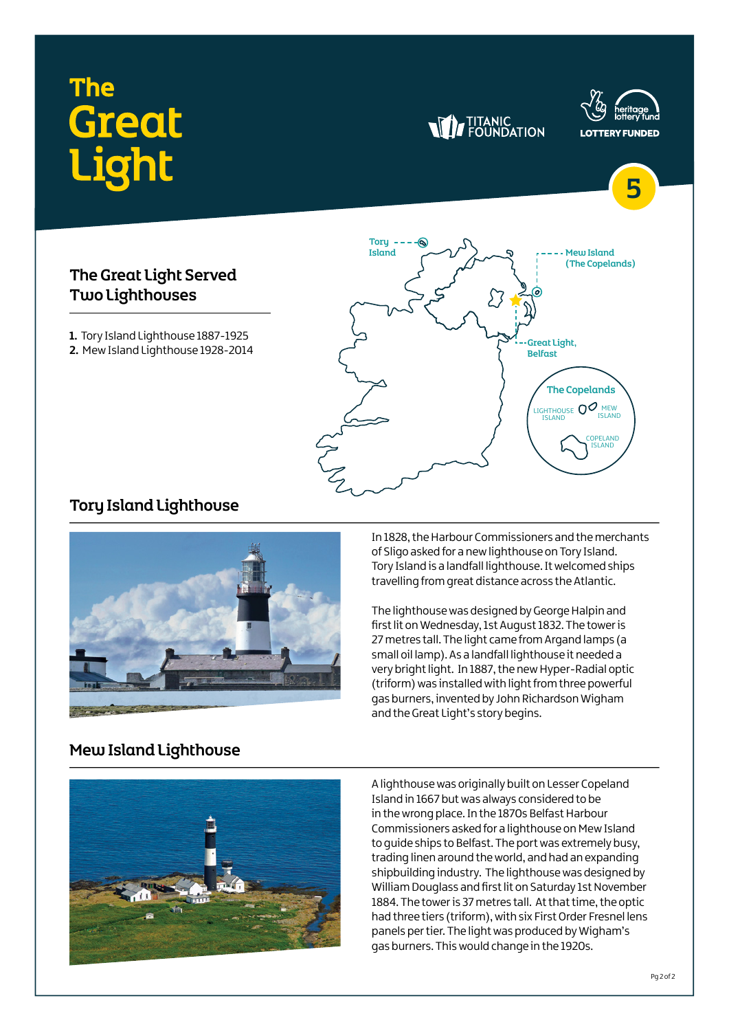# The Great Light

TITANIC FOUNDATION

heritage lottery fund LOTTERY FUNDED

5

## The Great Light Served Two Lighthouses

1. Tory Island Lighthouse 1887-1925
2. Mew Island Lighthouse 1928-2014

Tory Island

Mew Island (The Copelands)

Great Light, Belfast

The Copelands

LIGHTHOUSE ISLAND

MEW ISLAND

COPELAND ISLAND

## Tory Island Lighthouse

In 1828, the Harbour Commissioners and the merchants of Sligo asked for a new lighthouse on Tory Island. Tory Island is a landfall lighthouse. It welcomed ships travelling from great distance across the Atlantic.

The lighthouse was designed by George Halpin and first lit on Wednesday, 1st August 1832. The tower is 27 metres tall. The light came from Argand lamps (a small oil lamp). As a landfall lighthouse it needed a very bright light. In 1887, the new Hyper-Radial optic (triform) was installed with light from three powerful gas burners, invented by John Richardson Wigham and the Great Light's story begins.

## Mew Island Lighthouse

A lighthouse was originally built on Lesser Copeland Island in 1667 but was always considered to be in the wrong place. In the 1870s Belfast Harbour Commissioners asked for a lighthouse on Mew Island to guide ships to Belfast. The port was extremely busy, trading linen around the world, and had an expanding shipbuilding industry. The lighthouse was designed by William Douglass and first lit on Saturday 1st November 1884. The tower is 37 metres tall. At that time, the optic had three tiers (triform), with six First Order Fresnel lens panels per tier. The light was produced by Wigham's gas burners. This would change in the 1920s.